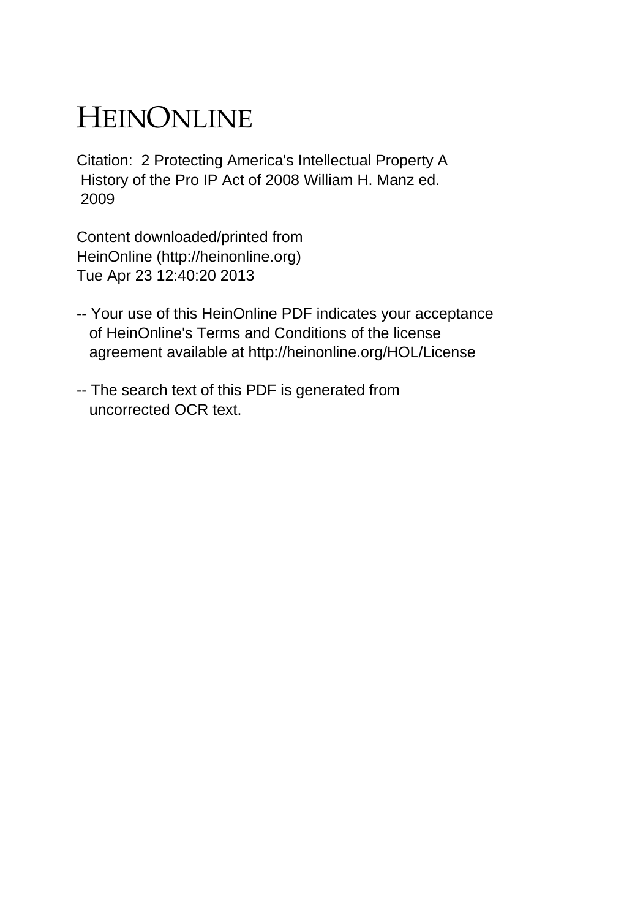# HEINONLINE

Citation: 2 Protecting America's Intellectual Property A History of the Pro IP Act of 2008 William H. Manz ed. 2009

Content downloaded/printed from HeinOnline (http://heinonline.org)
Tue Apr 23 12:40:20 2013

-- Your use of this HeinOnline PDF indicates your acceptance of HeinOnline's Terms and Conditions of the license agreement available at http://heinonline.org/HOL/License

-- The search text of this PDF is generated from uncorrected OCR text.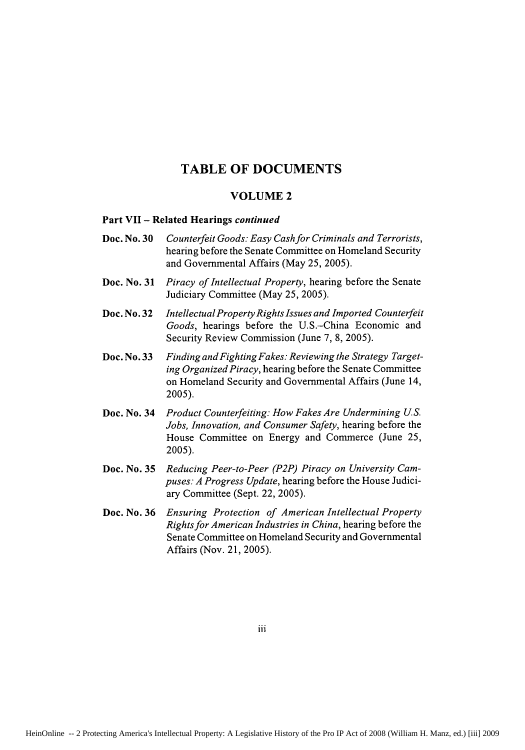# TABLE OF DOCUMENTS

## VOLUME 2

### Part VII – Related Hearings *continued*

**Doc. No. 30** *Counterfeit Goods: Easy Cash for Criminals and Terrorists*, hearing before the Senate Committee on Homeland Security and Governmental Affairs (May 25, 2005).

**Doc. No. 31** *Piracy of Intellectual Property*, hearing before the Senate Judiciary Committee (May 25, 2005).

**Doc. No. 32** *Intellectual Property Rights Issues and Imported Counterfeit Goods*, hearings before the U.S.–China Economic and Security Review Commission (June 7, 8, 2005).

**Doc. No. 33** *Finding and Fighting Fakes: Reviewing the Strategy Targeting Organized Piracy*, hearing before the Senate Committee on Homeland Security and Governmental Affairs (June 14, 2005).

**Doc. No. 34** *Product Counterfeiting: How Fakes Are Undermining U.S. Jobs, Innovation, and Consumer Safety*, hearing before the House Committee on Energy and Commerce (June 25, 2005).

**Doc. No. 35** *Reducing Peer-to-Peer (P2P) Piracy on University Campuses: A Progress Update*, hearing before the House Judiciary Committee (Sept. 22, 2005).

**Doc. No. 36** *Ensuring Protection of American Intellectual Property Rights for American Industries in China*, hearing before the Senate Committee on Homeland Security and Governmental Affairs (Nov. 21, 2005).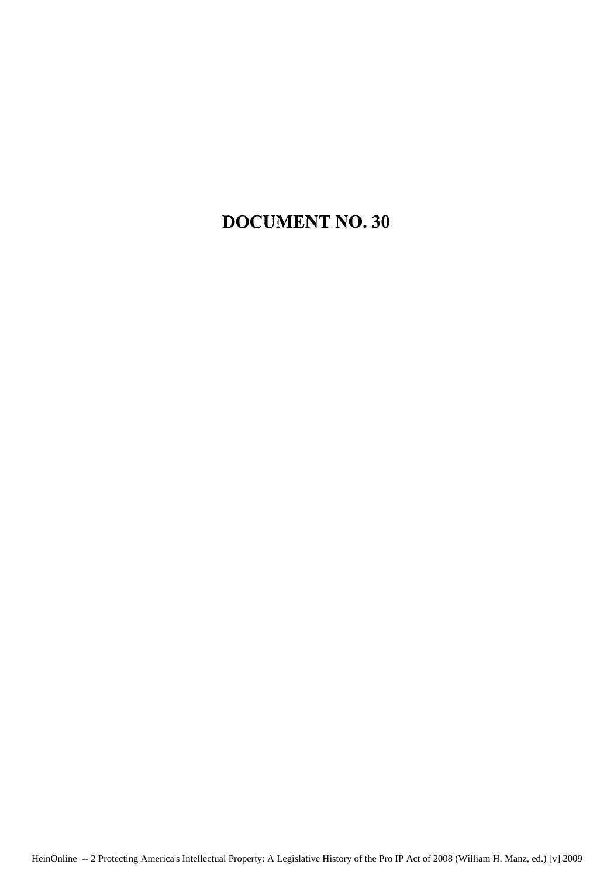# DOCUMENT NO. 30